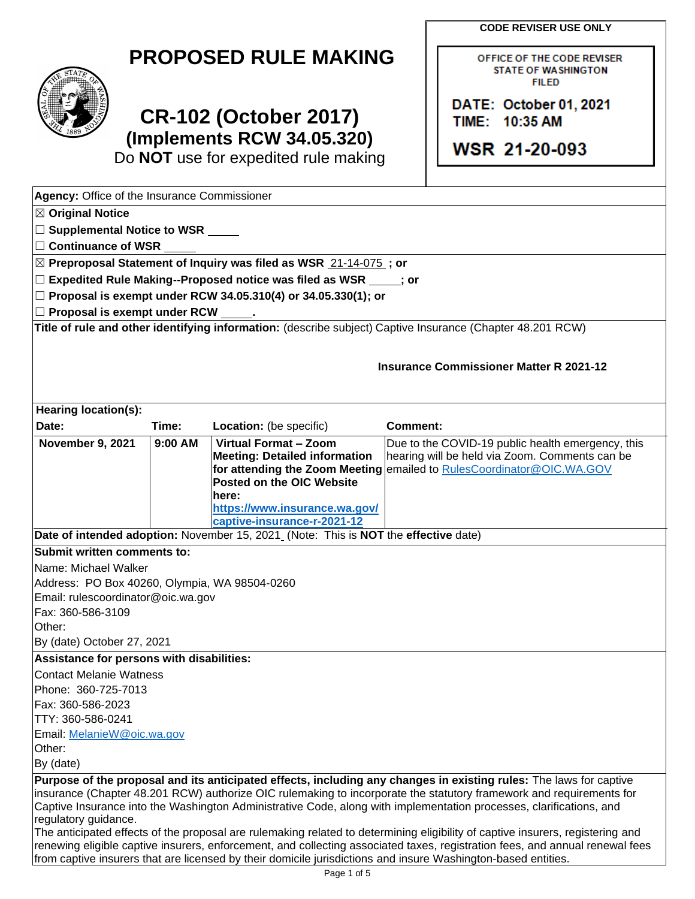# PROPOSED RULE MAKING

## CR-102 (October 2017)
## (Implements RCW 34.05.320)

Do **NOT** use for expedited rule making

**CODE REVISER USE ONLY**

OFFICE OF THE CODE REVISER
STATE OF WASHINGTON
FILED

DATE: October 01, 2021
TIME: 10:35 AM

WSR 21-20-093

**Agency:** Office of the Insurance Commissioner

☒ **Original Notice**

☐ **Supplemental Notice to WSR** _____

☐ **Continuance of WSR** _____

☒ **Preproposal Statement of Inquiry was filed as WSR** 21-14-075 **; or**

☐ **Expedited Rule Making--Proposed notice was filed as WSR** _____**; or**

☐ **Proposal is exempt under RCW 34.05.310(4) or 34.05.330(1); or**

☐ **Proposal is exempt under RCW** _____**.**

**Title of rule and other identifying information:** (describe subject) Captive Insurance (Chapter 48.201 RCW)

**Insurance Commissioner Matter R 2021-12**

**Hearing location(s):**

| Date: | Time: | Location: (be specific) | Comment: |
|---|---|---|---|
| **November 9, 2021** | **9:00 AM** | **Virtual Format – Zoom Meeting: Detailed information for attending the Zoom Meeting Posted on the OIC Website here: https://www.insurance.wa.gov/captive-insurance-r-2021-12** | Due to the COVID-19 public health emergency, this hearing will be held via Zoom. Comments can be emailed to RulesCoordinator@OIC.WA.GOV |

**Date of intended adoption:** November 15, 2021 (Note: This is **NOT** the **effective** date)

**Submit written comments to:**

Name: Michael Walker
Address: PO Box 40260, Olympia, WA 98504-0260
Email: rulescoordinator@oic.wa.gov
Fax: 360-586-3109
Other:
By (date) October 27, 2021

**Assistance for persons with disabilities:**

Contact Melanie Watness
Phone: 360-725-7013
Fax: 360-586-2023
TTY: 360-586-0241
Email: MelanieW@oic.wa.gov
Other:
By (date)

**Purpose of the proposal and its anticipated effects, including any changes in existing rules:** The laws for captive insurance (Chapter 48.201 RCW) authorize OIC rulemaking to incorporate the statutory framework and requirements for Captive Insurance into the Washington Administrative Code, along with implementation processes, clarifications, and regulatory guidance.

The anticipated effects of the proposal are rulemaking related to determining eligibility of captive insurers, registering and renewing eligible captive insurers, enforcement, and collecting associated taxes, registration fees, and annual renewal fees from captive insurers that are licensed by their domicile jurisdictions and insure Washington-based entities.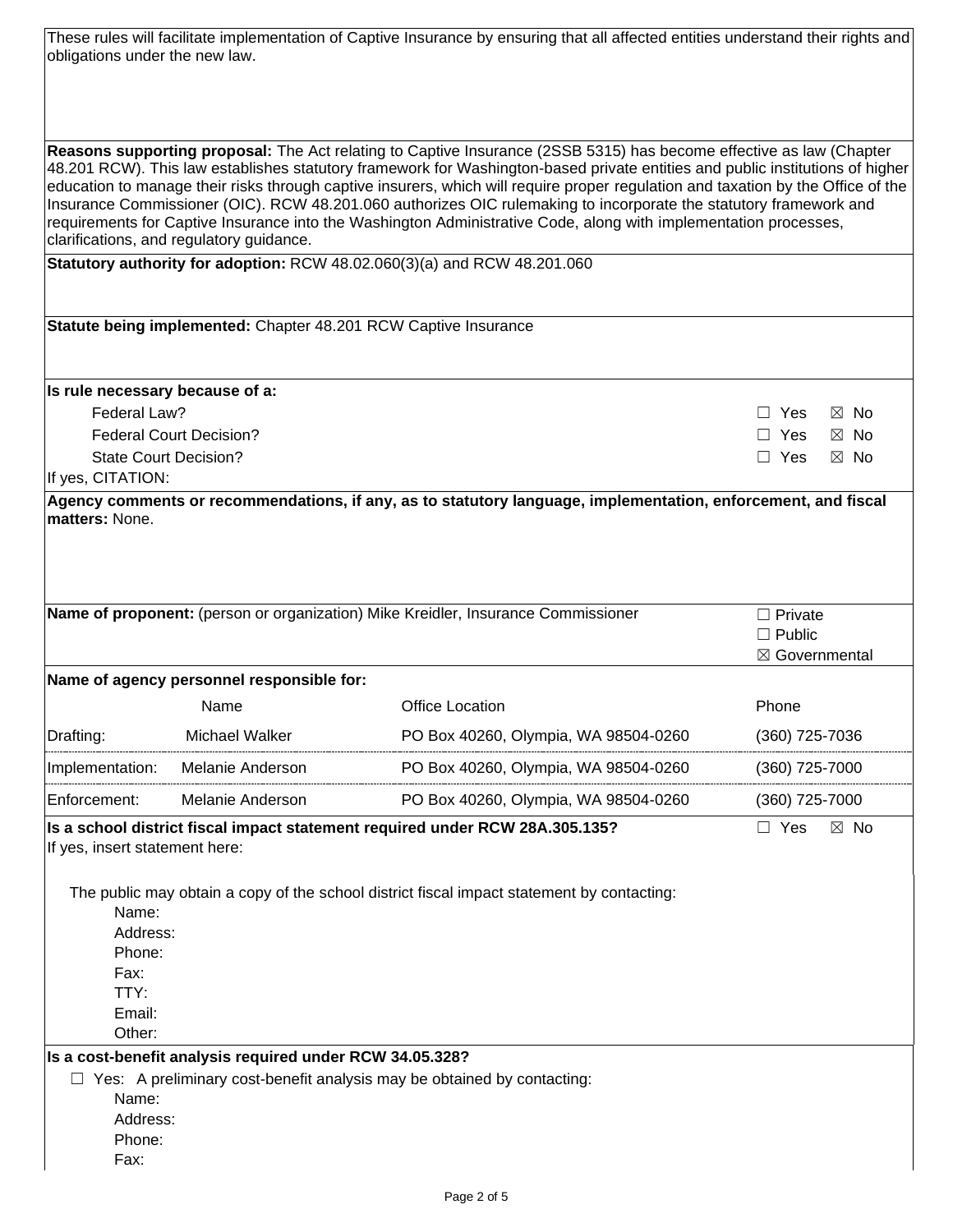These rules will facilitate implementation of Captive Insurance by ensuring that all affected entities understand their rights and obligations under the new law.

**Reasons supporting proposal:** The Act relating to Captive Insurance (2SSB 5315) has become effective as law (Chapter 48.201 RCW). This law establishes statutory framework for Washington-based private entities and public institutions of higher education to manage their risks through captive insurers, which will require proper regulation and taxation by the Office of the Insurance Commissioner (OIC). RCW 48.201.060 authorizes OIC rulemaking to incorporate the statutory framework and requirements for Captive Insurance into the Washington Administrative Code, along with implementation processes, clarifications, and regulatory guidance.

**Statutory authority for adoption:** RCW 48.02.060(3)(a) and RCW 48.201.060

**Statute being implemented:** Chapter 48.201 RCW Captive Insurance

**Is rule necessary because of a:**

| | |
|---|---|
| Federal Law? | ☐ Yes ☒ No |
| Federal Court Decision? | ☐ Yes ☒ No |
| State Court Decision? | ☐ Yes ☒ No |

If yes, CITATION:

**Agency comments or recommendations, if any, as to statutory language, implementation, enforcement, and fiscal matters:** None.

**Name of proponent:** (person or organization) Mike Kreidler, Insurance Commissioner

☐ Private
☐ Public
☒ Governmental

**Name of agency personnel responsible for:**

| | Name | Office Location | Phone |
|---|---|---|---|
| Drafting: | Michael Walker | PO Box 40260, Olympia, WA 98504-0260 | (360) 725-7036 |
| Implementation: | Melanie Anderson | PO Box 40260, Olympia, WA 98504-0260 | (360) 725-7000 |
| Enforcement: | Melanie Anderson | PO Box 40260, Olympia, WA 98504-0260 | (360) 725-7000 |

**Is a school district fiscal impact statement required under RCW 28A.305.135?** ☐ Yes ☒ No

If yes, insert statement here:

The public may obtain a copy of the school district fiscal impact statement by contacting:

Name:
Address:
Phone:
Fax:
TTY:
Email:
Other:

**Is a cost-benefit analysis required under RCW 34.05.328?**

☐ Yes: A preliminary cost-benefit analysis may be obtained by contacting:

Name:
Address:
Phone:
Fax: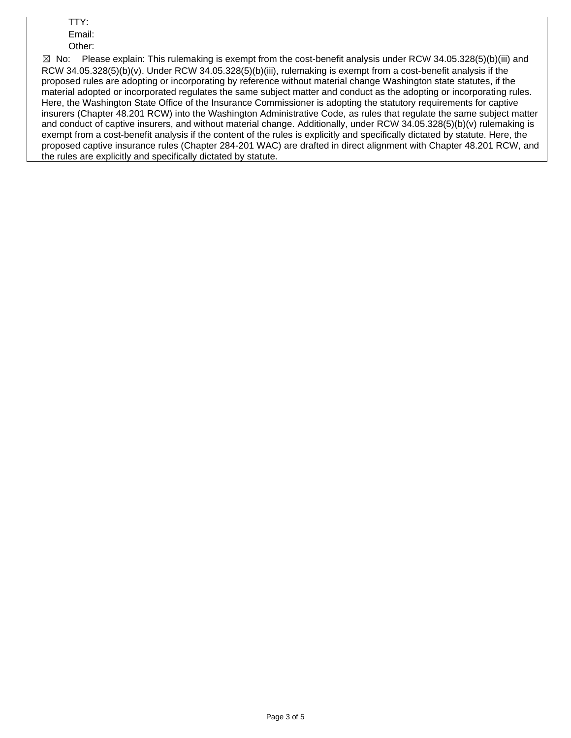TTY:

Email:

Other:

☒ No: Please explain: This rulemaking is exempt from the cost-benefit analysis under RCW 34.05.328(5)(b)(iii) and RCW 34.05.328(5)(b)(v). Under RCW 34.05.328(5)(b)(iii), rulemaking is exempt from a cost-benefit analysis if the proposed rules are adopting or incorporating by reference without material change Washington state statutes, if the material adopted or incorporated regulates the same subject matter and conduct as the adopting or incorporating rules. Here, the Washington State Office of the Insurance Commissioner is adopting the statutory requirements for captive insurers (Chapter 48.201 RCW) into the Washington Administrative Code, as rules that regulate the same subject matter and conduct of captive insurers, and without material change. Additionally, under RCW 34.05.328(5)(b)(v) rulemaking is exempt from a cost-benefit analysis if the content of the rules is explicitly and specifically dictated by statute. Here, the proposed captive insurance rules (Chapter 284-201 WAC) are drafted in direct alignment with Chapter 48.201 RCW, and the rules are explicitly and specifically dictated by statute.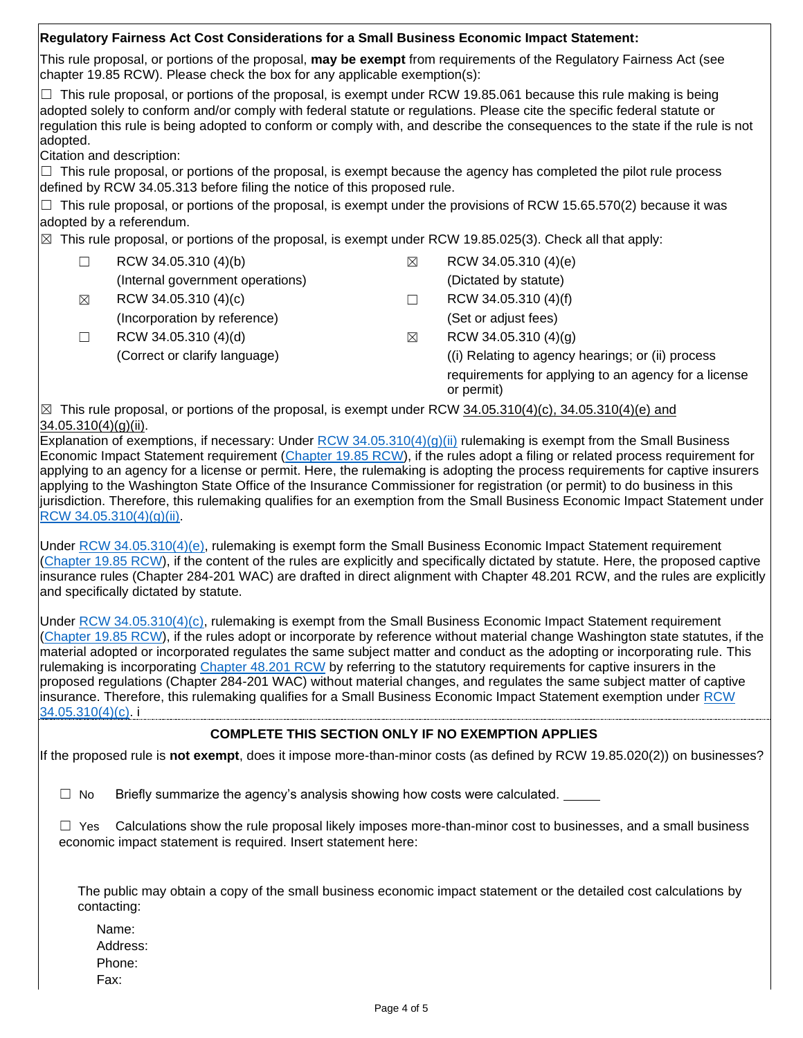**Regulatory Fairness Act Cost Considerations for a Small Business Economic Impact Statement:**

This rule proposal, or portions of the proposal, **may be exempt** from requirements of the Regulatory Fairness Act (see chapter 19.85 RCW). Please check the box for any applicable exemption(s):

☐ This rule proposal, or portions of the proposal, is exempt under RCW 19.85.061 because this rule making is being adopted solely to conform and/or comply with federal statute or regulations. Please cite the specific federal statute or regulation this rule is being adopted to conform or comply with, and describe the consequences to the state if the rule is not adopted.

Citation and description:

☐ This rule proposal, or portions of the proposal, is exempt because the agency has completed the pilot rule process defined by RCW 34.05.313 before filing the notice of this proposed rule.

☐ This rule proposal, or portions of the proposal, is exempt under the provisions of RCW 15.65.570(2) because it was adopted by a referendum.

☒ This rule proposal, or portions of the proposal, is exempt under RCW 19.85.025(3). Check all that apply:

| | | | |
|---|---|---|---|
| ☐ | RCW 34.05.310 (4)(b) (Internal government operations) | ☒ | RCW 34.05.310 (4)(e) (Dictated by statute) |
| ☒ | RCW 34.05.310 (4)(c) (Incorporation by reference) | ☐ | RCW 34.05.310 (4)(f) (Set or adjust fees) |
| ☐ | RCW 34.05.310 (4)(d) (Correct or clarify language) | ☒ | RCW 34.05.310 (4)(g) ((i) Relating to agency hearings; or (ii) process requirements for applying to an agency for a license or permit) |

☒ This rule proposal, or portions of the proposal, is exempt under RCW 34.05.310(4)(c), 34.05.310(4)(e) and 34.05.310(4)(g)(ii).

Explanation of exemptions, if necessary: Under RCW 34.05.310(4)(g)(ii) rulemaking is exempt from the Small Business Economic Impact Statement requirement (Chapter 19.85 RCW), if the rules adopt a filing or related process requirement for applying to an agency for a license or permit. Here, the rulemaking is adopting the process requirements for captive insurers applying to the Washington State Office of the Insurance Commissioner for registration (or permit) to do business in this jurisdiction. Therefore, this rulemaking qualifies for an exemption from the Small Business Economic Impact Statement under RCW 34.05.310(4)(g)(ii).

Under RCW 34.05.310(4)(e), rulemaking is exempt form the Small Business Economic Impact Statement requirement (Chapter 19.85 RCW), if the content of the rules are explicitly and specifically dictated by statute. Here, the proposed captive insurance rules (Chapter 284-201 WAC) are drafted in direct alignment with Chapter 48.201 RCW, and the rules are explicitly and specifically dictated by statute.

Under RCW 34.05.310(4)(c), rulemaking is exempt from the Small Business Economic Impact Statement requirement (Chapter 19.85 RCW), if the rules adopt or incorporate by reference without material change Washington state statutes, if the material adopted or incorporated regulates the same subject matter and conduct as the adopting or incorporating rule. This rulemaking is incorporating Chapter 48.201 RCW by referring to the statutory requirements for captive insurers in the proposed regulations (Chapter 284-201 WAC) without material changes, and regulates the same subject matter of captive insurance. Therefore, this rulemaking qualifies for a Small Business Economic Impact Statement exemption under RCW 34.05.310(4)(c). i

**COMPLETE THIS SECTION ONLY IF NO EXEMPTION APPLIES**

If the proposed rule is **not exempt**, does it impose more-than-minor costs (as defined by RCW 19.85.020(2)) on businesses?

☐ No Briefly summarize the agency's analysis showing how costs were calculated. _____

☐ Yes Calculations show the rule proposal likely imposes more-than-minor cost to businesses, and a small business economic impact statement is required. Insert statement here:

The public may obtain a copy of the small business economic impact statement or the detailed cost calculations by contacting:

Name:
Address:
Phone:
Fax: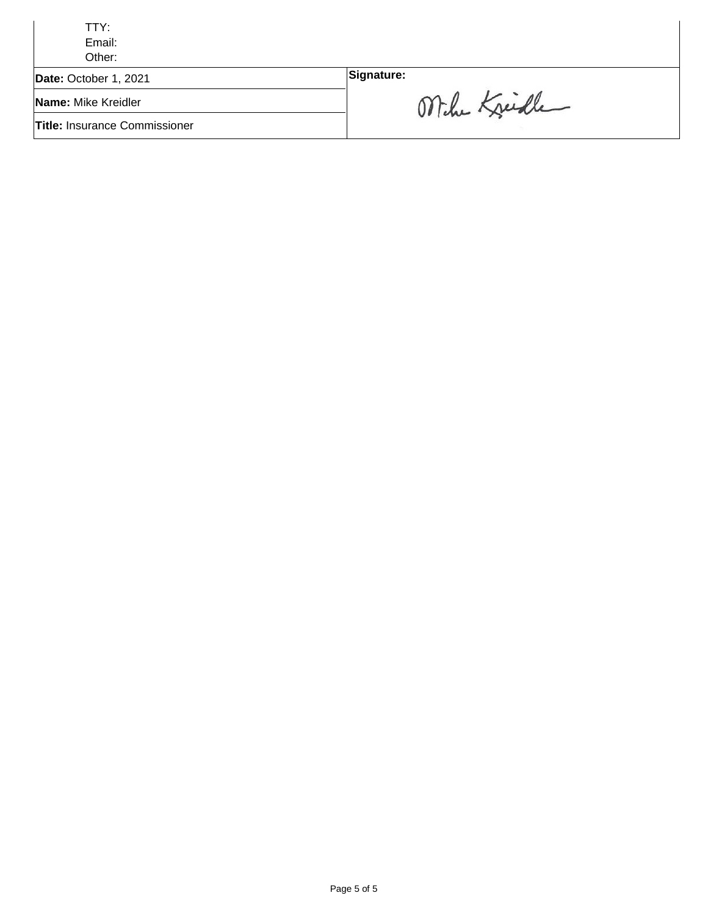| | |
|---|---|
| TTY:<br>Email:<br>Other: | |
| **Date:** October 1, 2021 | **Signature:** |
| **Name:** Mike Kreidler | |
| **Title:** Insurance Commissioner | |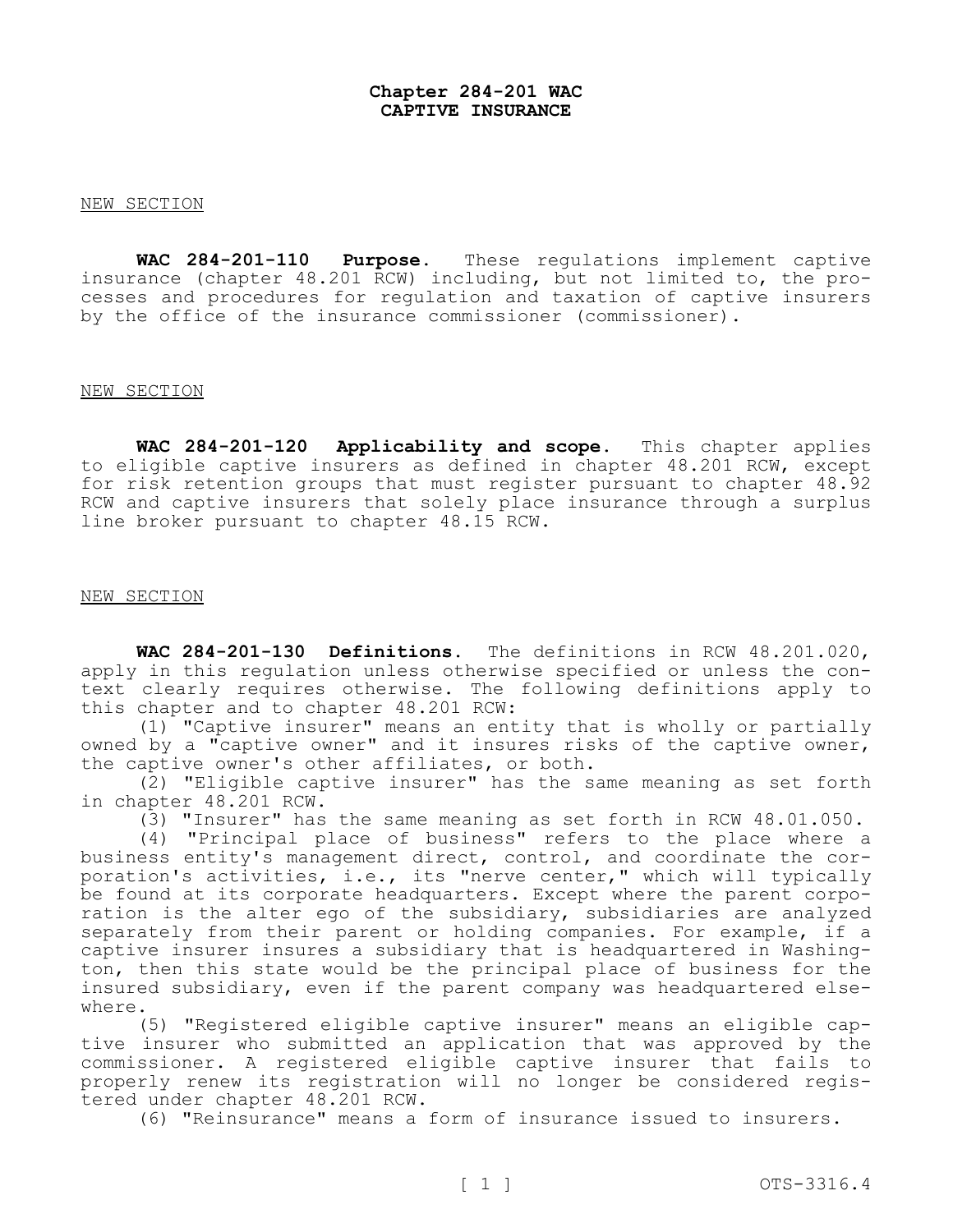# Chapter 284-201 WAC
# CAPTIVE INSURANCE

NEW SECTION

**WAC 284-201-110 Purpose.** These regulations implement captive insurance (chapter 48.201 RCW) including, but not limited to, the processes and procedures for regulation and taxation of captive insurers by the office of the insurance commissioner (commissioner).

NEW SECTION

**WAC 284-201-120 Applicability and scope.** This chapter applies to eligible captive insurers as defined in chapter 48.201 RCW, except for risk retention groups that must register pursuant to chapter 48.92 RCW and captive insurers that solely place insurance through a surplus line broker pursuant to chapter 48.15 RCW.

NEW SECTION

**WAC 284-201-130 Definitions.** The definitions in RCW 48.201.020, apply in this regulation unless otherwise specified or unless the context clearly requires otherwise. The following definitions apply to this chapter and to chapter 48.201 RCW:

(1) "Captive insurer" means an entity that is wholly or partially owned by a "captive owner" and it insures risks of the captive owner, the captive owner's other affiliates, or both.

(2) "Eligible captive insurer" has the same meaning as set forth in chapter 48.201 RCW.

(3) "Insurer" has the same meaning as set forth in RCW 48.01.050.

(4) "Principal place of business" refers to the place where a business entity's management direct, control, and coordinate the corporation's activities, i.e., its "nerve center," which will typically be found at its corporate headquarters. Except where the parent corporation is the alter ego of the subsidiary, subsidiaries are analyzed separately from their parent or holding companies. For example, if a captive insurer insures a subsidiary that is headquartered in Washington, then this state would be the principal place of business for the insured subsidiary, even if the parent company was headquartered elsewhere.

(5) "Registered eligible captive insurer" means an eligible captive insurer who submitted an application that was approved by the commissioner. A registered eligible captive insurer that fails to properly renew its registration will no longer be considered registered under chapter 48.201 RCW.

(6) "Reinsurance" means a form of insurance issued to insurers.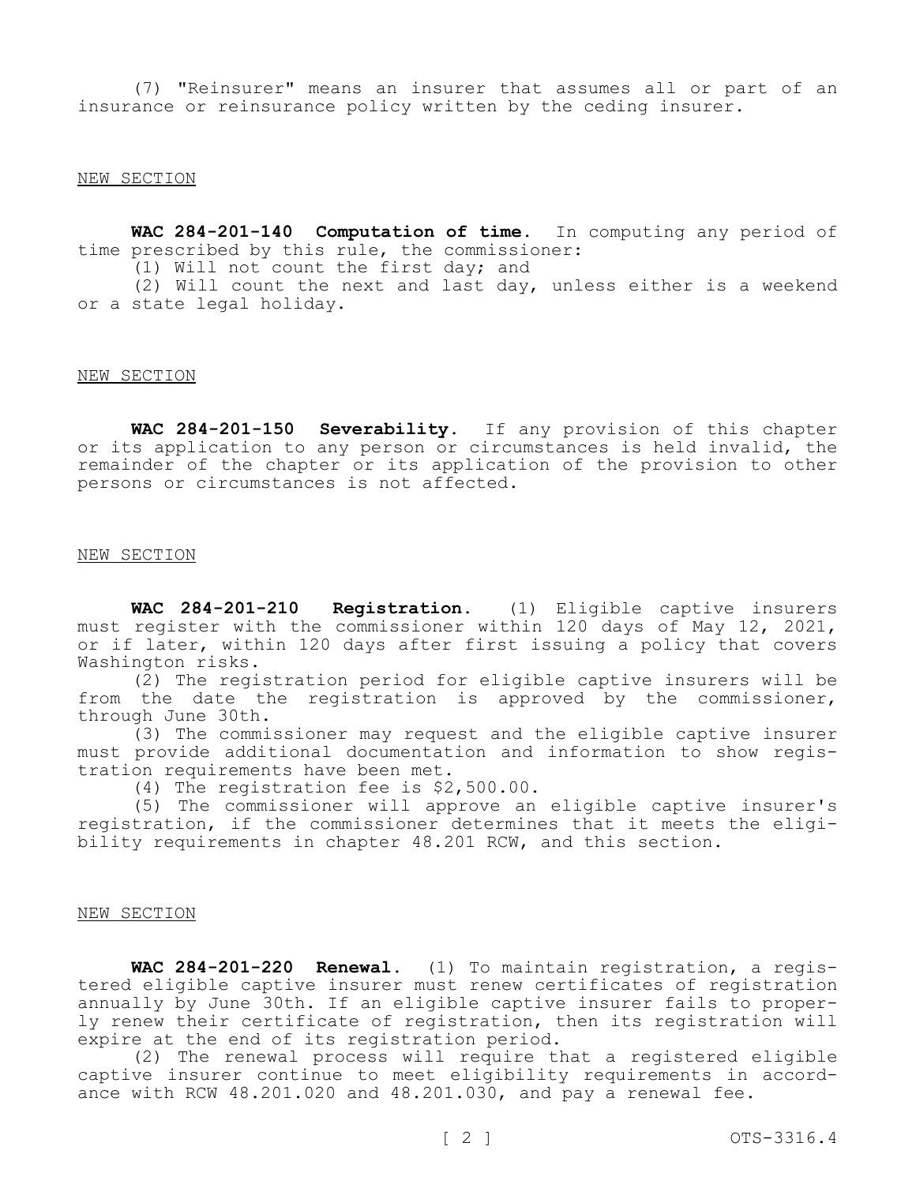(7) "Reinsurer" means an insurer that assumes all or part of an insurance or reinsurance policy written by the ceding insurer.

NEW SECTION

**WAC 284-201-140 Computation of time.** In computing any period of time prescribed by this rule, the commissioner:

(1) Will not count the first day; and

(2) Will count the next and last day, unless either is a weekend or a state legal holiday.

NEW SECTION

**WAC 284-201-150 Severability.** If any provision of this chapter or its application to any person or circumstances is held invalid, the remainder of the chapter or its application of the provision to other persons or circumstances is not affected.

NEW SECTION

**WAC 284-201-210 Registration.** (1) Eligible captive insurers must register with the commissioner within 120 days of May 12, 2021, or if later, within 120 days after first issuing a policy that covers Washington risks.

(2) The registration period for eligible captive insurers will be from the date the registration is approved by the commissioner, through June 30th.

(3) The commissioner may request and the eligible captive insurer must provide additional documentation and information to show registration requirements have been met.

(4) The registration fee is $2,500.00.

(5) The commissioner will approve an eligible captive insurer's registration, if the commissioner determines that it meets the eligibility requirements in chapter 48.201 RCW, and this section.

NEW SECTION

**WAC 284-201-220 Renewal.** (1) To maintain registration, a registered eligible captive insurer must renew certificates of registration annually by June 30th. If an eligible captive insurer fails to properly renew their certificate of registration, then its registration will expire at the end of its registration period.

(2) The renewal process will require that a registered eligible captive insurer continue to meet eligibility requirements in accordance with RCW 48.201.020 and 48.201.030, and pay a renewal fee.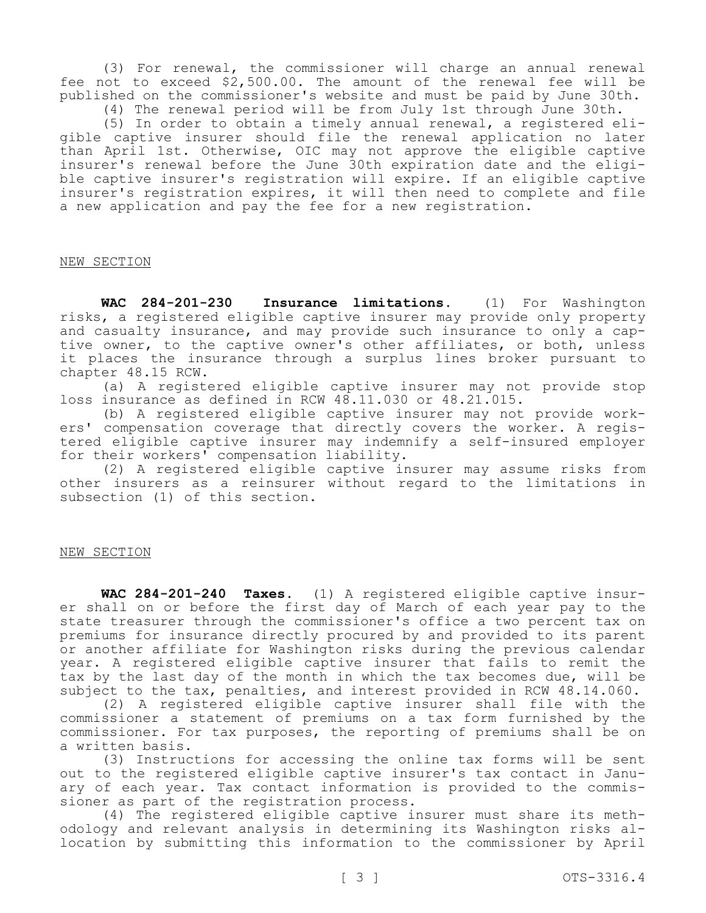(3) For renewal, the commissioner will charge an annual renewal fee not to exceed $2,500.00. The amount of the renewal fee will be published on the commissioner's website and must be paid by June 30th.

(4) The renewal period will be from July 1st through June 30th.

(5) In order to obtain a timely annual renewal, a registered eligible captive insurer should file the renewal application no later than April 1st. Otherwise, OIC may not approve the eligible captive insurer's renewal before the June 30th expiration date and the eligible captive insurer's registration will expire. If an eligible captive insurer's registration expires, it will then need to complete and file a new application and pay the fee for a new registration.

NEW SECTION

**WAC 284-201-230 Insurance limitations.** (1) For Washington risks, a registered eligible captive insurer may provide only property and casualty insurance, and may provide such insurance to only a captive owner, to the captive owner's other affiliates, or both, unless it places the insurance through a surplus lines broker pursuant to chapter 48.15 RCW.

(a) A registered eligible captive insurer may not provide stop loss insurance as defined in RCW 48.11.030 or 48.21.015.

(b) A registered eligible captive insurer may not provide workers' compensation coverage that directly covers the worker. A registered eligible captive insurer may indemnify a self-insured employer for their workers' compensation liability.

(2) A registered eligible captive insurer may assume risks from other insurers as a reinsurer without regard to the limitations in subsection (1) of this section.

NEW SECTION

**WAC 284-201-240 Taxes.** (1) A registered eligible captive insurer shall on or before the first day of March of each year pay to the state treasurer through the commissioner's office a two percent tax on premiums for insurance directly procured by and provided to its parent or another affiliate for Washington risks during the previous calendar year. A registered eligible captive insurer that fails to remit the tax by the last day of the month in which the tax becomes due, will be subject to the tax, penalties, and interest provided in RCW 48.14.060.

(2) A registered eligible captive insurer shall file with the commissioner a statement of premiums on a tax form furnished by the commissioner. For tax purposes, the reporting of premiums shall be on a written basis.

(3) Instructions for accessing the online tax forms will be sent out to the registered eligible captive insurer's tax contact in January of each year. Tax contact information is provided to the commissioner as part of the registration process.

(4) The registered eligible captive insurer must share its methodology and relevant analysis in determining its Washington risks allocation by submitting this information to the commissioner by April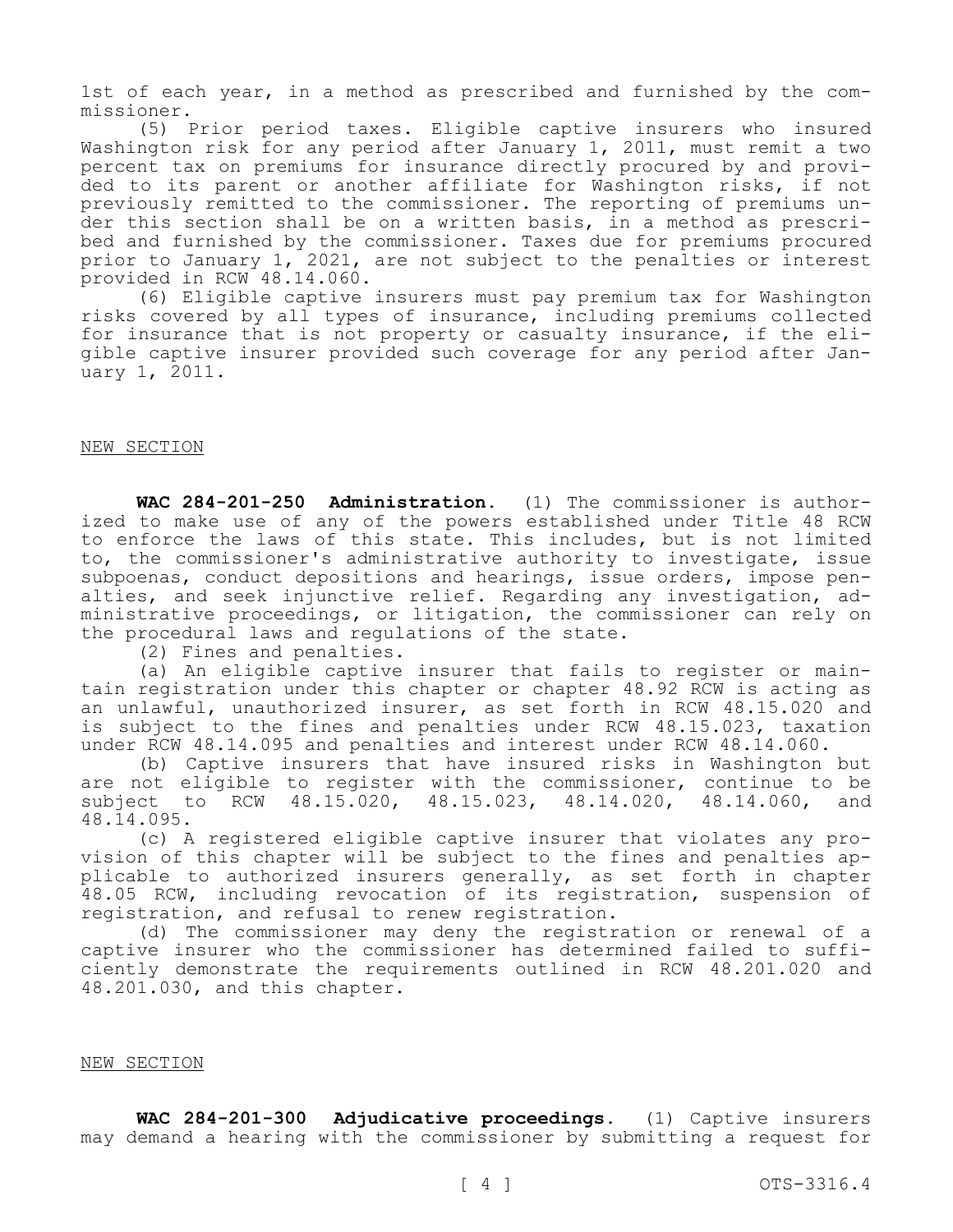1st of each year, in a method as prescribed and furnished by the commissioner.

(5) Prior period taxes. Eligible captive insurers who insured Washington risk for any period after January 1, 2011, must remit a two percent tax on premiums for insurance directly procured by and provided to its parent or another affiliate for Washington risks, if not previously remitted to the commissioner. The reporting of premiums under this section shall be on a written basis, in a method as prescribed and furnished by the commissioner. Taxes due for premiums procured prior to January 1, 2021, are not subject to the penalties or interest provided in RCW 48.14.060.

(6) Eligible captive insurers must pay premium tax for Washington risks covered by all types of insurance, including premiums collected for insurance that is not property or casualty insurance, if the eligible captive insurer provided such coverage for any period after January 1, 2011.

NEW SECTION

**WAC 284-201-250 Administration.** (1) The commissioner is authorized to make use of any of the powers established under Title 48 RCW to enforce the laws of this state. This includes, but is not limited to, the commissioner's administrative authority to investigate, issue subpoenas, conduct depositions and hearings, issue orders, impose penalties, and seek injunctive relief. Regarding any investigation, administrative proceedings, or litigation, the commissioner can rely on the procedural laws and regulations of the state.

(2) Fines and penalties.

(a) An eligible captive insurer that fails to register or maintain registration under this chapter or chapter 48.92 RCW is acting as an unlawful, unauthorized insurer, as set forth in RCW 48.15.020 and is subject to the fines and penalties under RCW 48.15.023, taxation under RCW 48.14.095 and penalties and interest under RCW 48.14.060.

(b) Captive insurers that have insured risks in Washington but are not eligible to register with the commissioner, continue to be subject to RCW 48.15.020, 48.15.023, 48.14.020, 48.14.060, and 48.14.095.

(c) A registered eligible captive insurer that violates any provision of this chapter will be subject to the fines and penalties applicable to authorized insurers generally, as set forth in chapter 48.05 RCW, including revocation of its registration, suspension of registration, and refusal to renew registration.

(d) The commissioner may deny the registration or renewal of a captive insurer who the commissioner has determined failed to sufficiently demonstrate the requirements outlined in RCW 48.201.020 and 48.201.030, and this chapter.

NEW SECTION

**WAC 284-201-300 Adjudicative proceedings.** (1) Captive insurers may demand a hearing with the commissioner by submitting a request for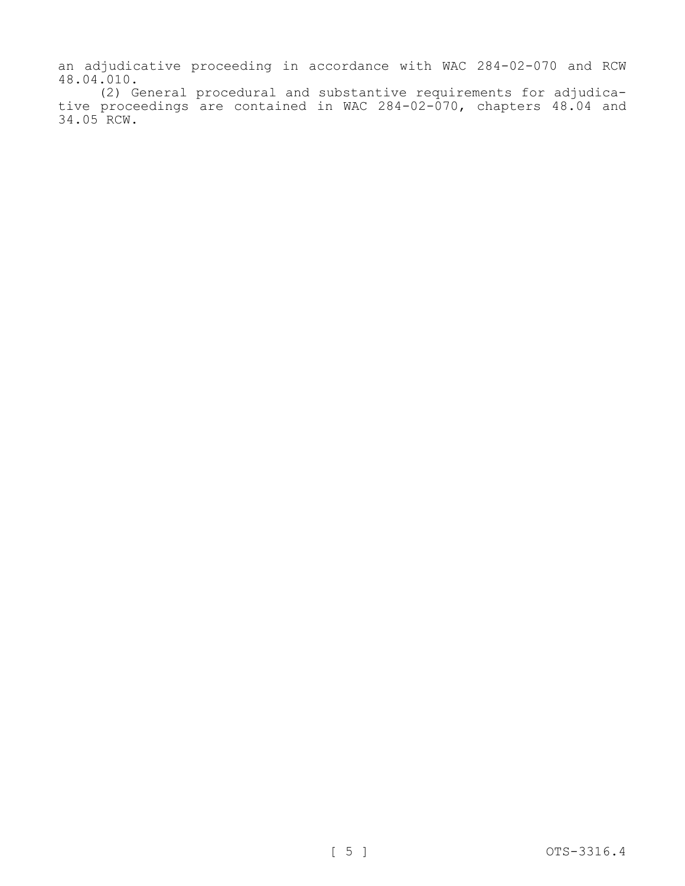an adjudicative proceeding in accordance with WAC 284-02-070 and RCW 48.04.010.

(2) General procedural and substantive requirements for adjudicative proceedings are contained in WAC 284-02-070, chapters 48.04 and 34.05 RCW.